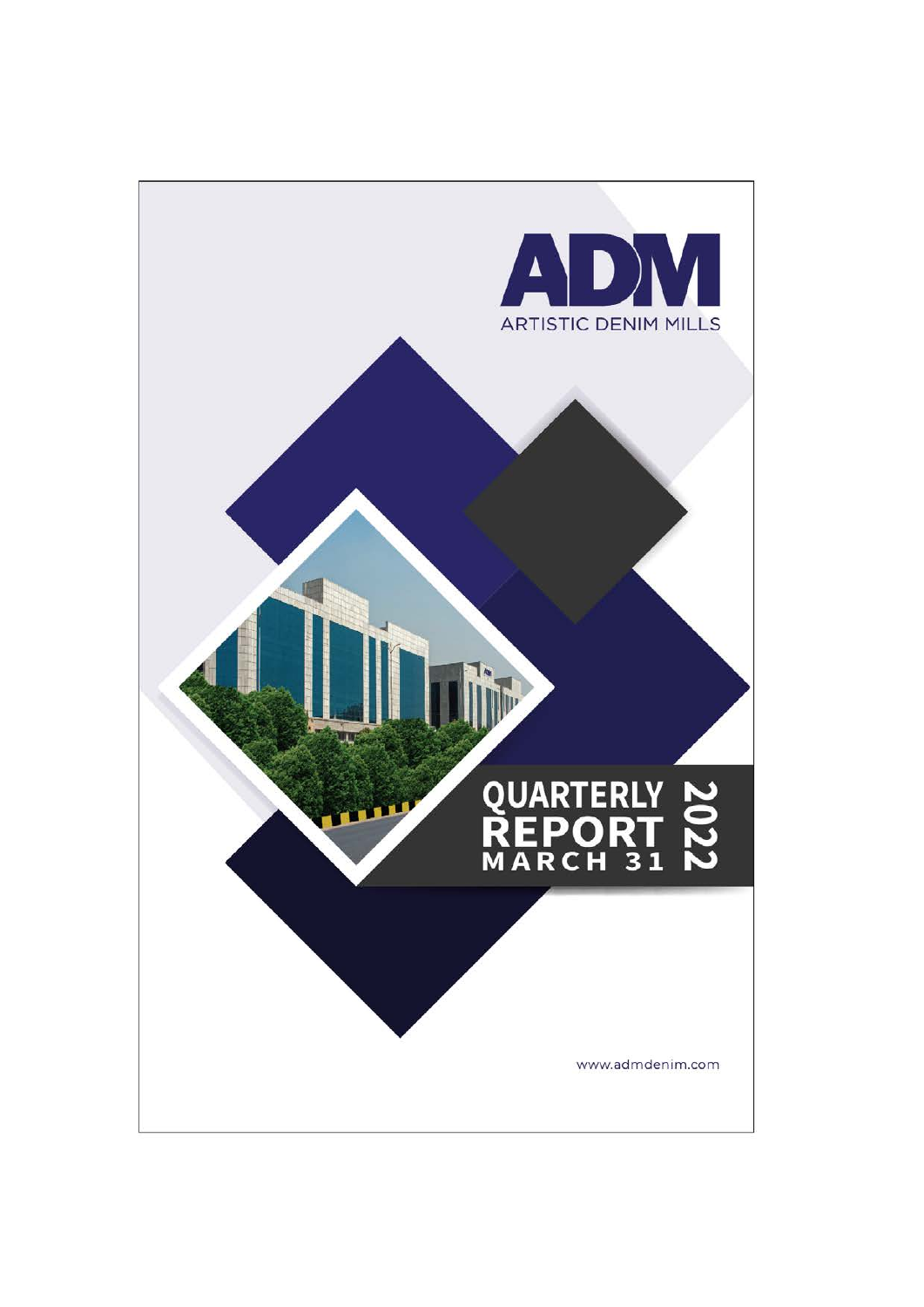# ADM

ARTISTIC DENIM MILLS

# QUARTERLY REPORT

MARCH 31 2022

www.admdenim.com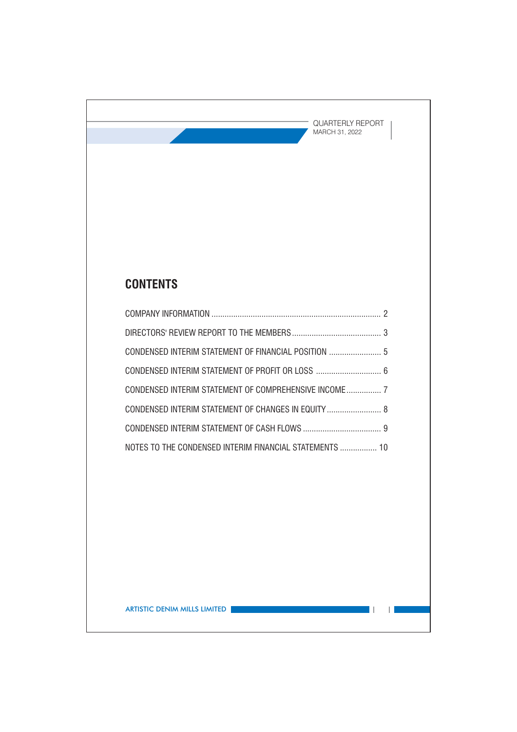## CONTENTS

| | |
|---|---|
| COMPANY INFORMATION | 2 |
| DIRECTORS' REVIEW REPORT TO THE MEMBERS | 3 |
| CONDENSED INTERIM STATEMENT OF FINANCIAL POSITION | 5 |
| CONDENSED INTERIM STATEMENT OF PROFIT OR LOSS | 6 |
| CONDENSED INTERIM STATEMENT OF COMPREHENSIVE INCOME | 7 |
| CONDENSED INTERIM STATEMENT OF CHANGES IN EQUITY | 8 |
| CONDENSED INTERIM STATEMENT OF CASH FLOWS | 9 |
| NOTES TO THE CONDENSED INTERIM FINANCIAL STATEMENTS | 10 |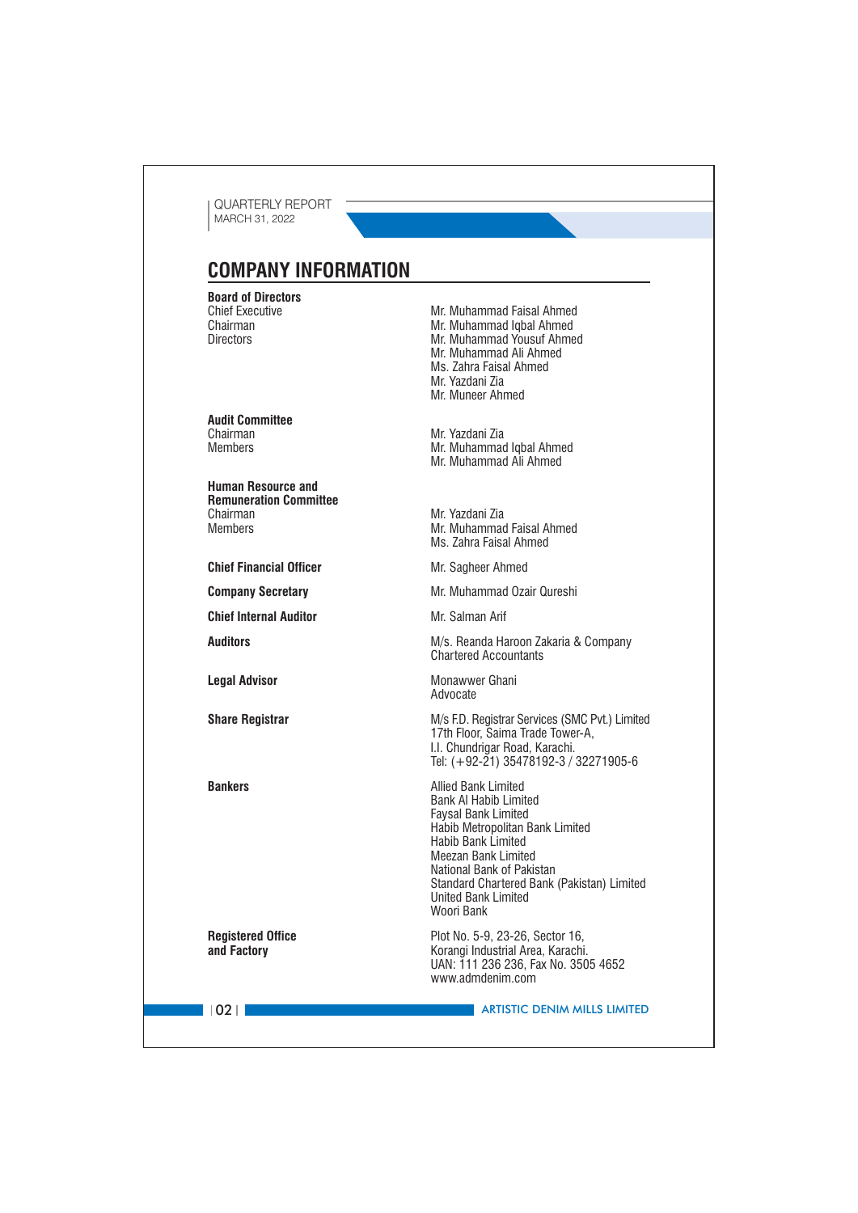# COMPANY INFORMATION

| | |
|---|---|
| **Board of Directors** | |
| Chief Executive | Mr. Muhammad Faisal Ahmed |
| Chairman | Mr. Muhammad Iqbal Ahmed |
| Directors | Mr. Muhammad Yousuf Ahmed<br>Mr. Muhammad Ali Ahmed<br>Ms. Zahra Faisal Ahmed<br>Mr. Yazdani Zia<br>Mr. Muneer Ahmed |
| **Audit Committee** | |
| Chairman | Mr. Yazdani Zia |
| Members | Mr. Muhammad Iqbal Ahmed<br>Mr. Muhammad Ali Ahmed |
| **Human Resource and Remuneration Committee** | |
| Chairman | Mr. Yazdani Zia |
| Members | Mr. Muhammad Faisal Ahmed<br>Ms. Zahra Faisal Ahmed |
| **Chief Financial Officer** | Mr. Sagheer Ahmed |
| **Company Secretary** | Mr. Muhammad Ozair Qureshi |
| **Chief Internal Auditor** | Mr. Salman Arif |
| **Auditors** | M/s. Reanda Haroon Zakaria & Company<br>Chartered Accountants |
| **Legal Advisor** | Monawwer Ghani<br>Advocate |
| **Share Registrar** | M/s F.D. Registrar Services (SMC Pvt.) Limited<br>17th Floor, Saima Trade Tower-A,<br>I.I. Chundrigar Road, Karachi.<br>Tel: (+92-21) 35478192-3 / 32271905-6 |
| **Bankers** | Allied Bank Limited<br>Bank Al Habib Limited<br>Faysal Bank Limited<br>Habib Metropolitan Bank Limited<br>Habib Bank Limited<br>Meezan Bank Limited<br>National Bank of Pakistan<br>Standard Chartered Bank (Pakistan) Limited<br>United Bank Limited<br>Woori Bank |
| **Registered Office and Factory** | Plot No. 5-9, 23-26, Sector 16,<br>Korangi Industrial Area, Karachi.<br>UAN: 111 236 236, Fax No. 3505 4652<br>www.admdenim.com |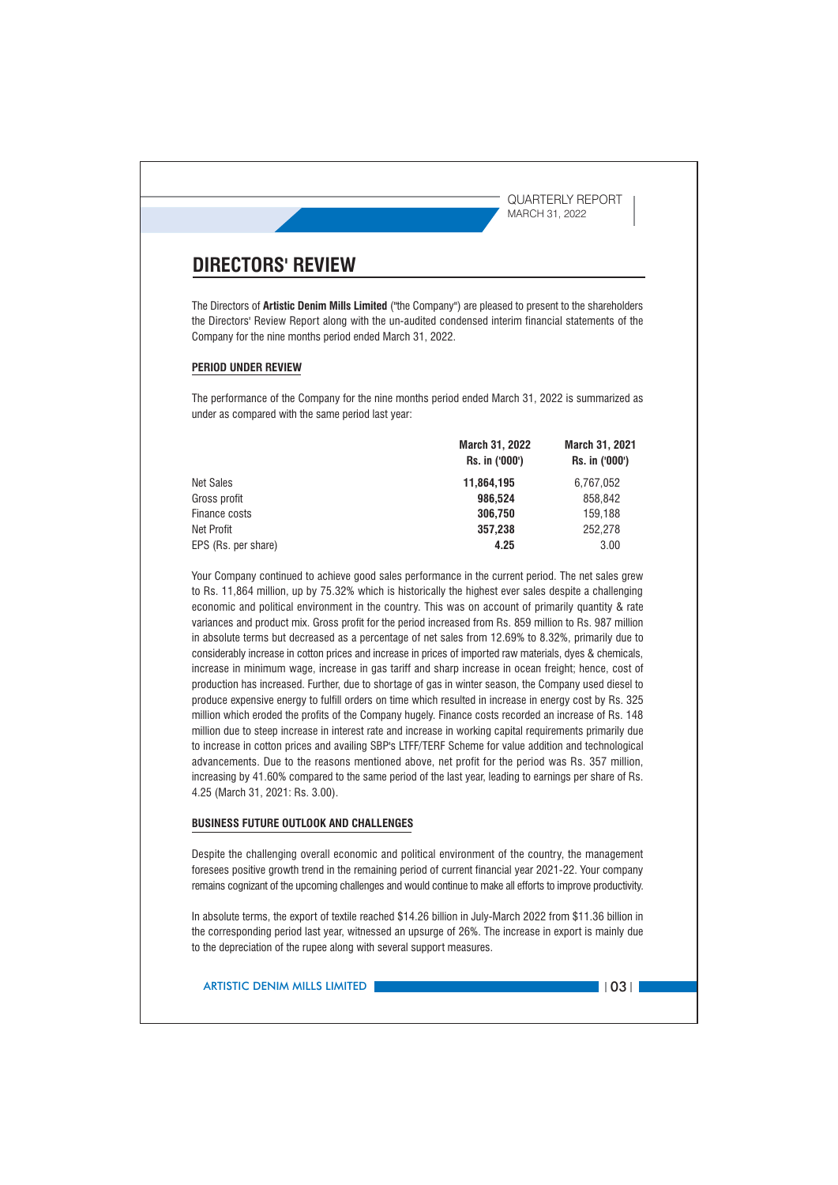# DIRECTORS' REVIEW

The Directors of **Artistic Denim Mills Limited** ("the Company") are pleased to present to the shareholders the Directors' Review Report along with the un-audited condensed interim financial statements of the Company for the nine months period ended March 31, 2022.

## PERIOD UNDER REVIEW

The performance of the Company for the nine months period ended March 31, 2022 is summarized as under as compared with the same period last year:

| | **March 31, 2022 Rs. in ('000')** | **March 31, 2021 Rs. in ('000')** |
|---|---|---|
| Net Sales | **11,864,195** | 6,767,052 |
| Gross profit | **986,524** | 858,842 |
| Finance costs | **306,750** | 159,188 |
| Net Profit | **357,238** | 252,278 |
| EPS (Rs. per share) | **4.25** | 3.00 |

Your Company continued to achieve good sales performance in the current period. The net sales grew to Rs. 11,864 million, up by 75.32% which is historically the highest ever sales despite a challenging economic and political environment in the country. This was on account of primarily quantity & rate variances and product mix. Gross profit for the period increased from Rs. 859 million to Rs. 987 million in absolute terms but decreased as a percentage of net sales from 12.69% to 8.32%, primarily due to considerably increase in cotton prices and increase in prices of imported raw materials, dyes & chemicals, increase in minimum wage, increase in gas tariff and sharp increase in ocean freight; hence, cost of production has increased. Further, due to shortage of gas in winter season, the Company used diesel to produce expensive energy to fulfill orders on time which resulted in increase in energy cost by Rs. 325 million which eroded the profits of the Company hugely. Finance costs recorded an increase of Rs. 148 million due to steep increase in interest rate and increase in working capital requirements primarily due to increase in cotton prices and availing SBP's LTFF/TERF Scheme for value addition and technological advancements. Due to the reasons mentioned above, net profit for the period was Rs. 357 million, increasing by 41.60% compared to the same period of the last year, leading to earnings per share of Rs. 4.25 (March 31, 2021: Rs. 3.00).

## BUSINESS FUTURE OUTLOOK AND CHALLENGES

Despite the challenging overall economic and political environment of the country, the management foresees positive growth trend in the remaining period of current financial year 2021-22. Your company remains cognizant of the upcoming challenges and would continue to make all efforts to improve productivity.

In absolute terms, the export of textile reached $14.26 billion in July-March 2022 from $11.36 billion in the corresponding period last year, witnessed an upsurge of 26%. The increase in export is mainly due to the depreciation of the rupee along with several support measures.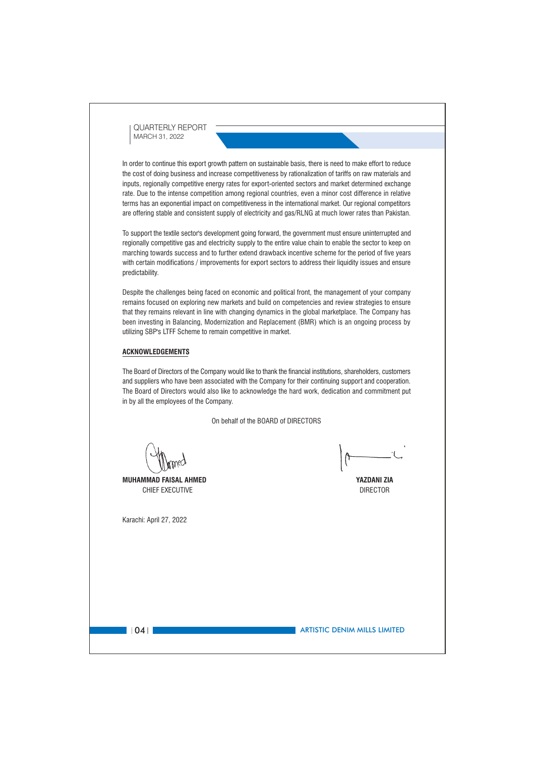In order to continue this export growth pattern on sustainable basis, there is need to make effort to reduce the cost of doing business and increase competitiveness by rationalization of tariffs on raw materials and inputs, regionally competitive energy rates for export-oriented sectors and market determined exchange rate. Due to the intense competition among regional countries, even a minor cost difference in relative terms has an exponential impact on competitiveness in the international market. Our regional competitors are offering stable and consistent supply of electricity and gas/RLNG at much lower rates than Pakistan.

To support the textile sector's development going forward, the government must ensure uninterrupted and regionally competitive gas and electricity supply to the entire value chain to enable the sector to keep on marching towards success and to further extend drawback incentive scheme for the period of five years with certain modifications / improvements for export sectors to address their liquidity issues and ensure predictability.

Despite the challenges being faced on economic and political front, the management of your company remains focused on exploring new markets and build on competencies and review strategies to ensure that they remains relevant in line with changing dynamics in the global marketplace. The Company has been investing in Balancing, Modernization and Replacement (BMR) which is an ongoing process by utilizing SBP's LTFF Scheme to remain competitive in market.

## ACKNOWLEDGEMENTS

The Board of Directors of the Company would like to thank the financial institutions, shareholders, customers and suppliers who have been associated with the Company for their continuing support and cooperation. The Board of Directors would also like to acknowledge the hard work, dedication and commitment put in by all the employees of the Company.

On behalf of the BOARD of DIRECTORS

**MUHAMMAD FAISAL AHMED**
CHIEF EXECUTIVE

**YAZDANI ZIA**
DIRECTOR

Karachi: April 27, 2022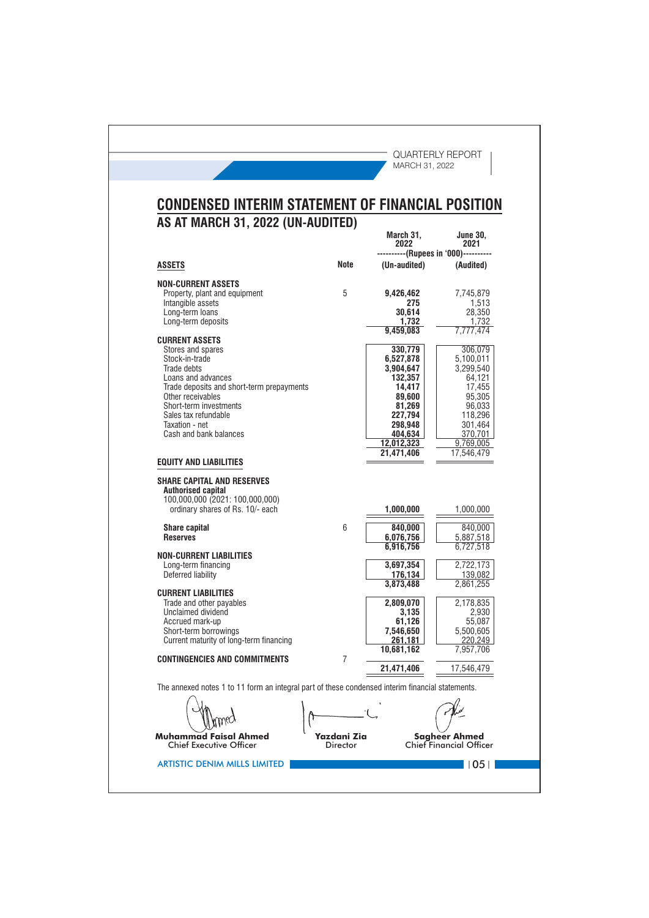# CONDENSED INTERIM STATEMENT OF FINANCIAL POSITION

## AS AT MARCH 31, 2022 (UN-AUDITED)

| | Note | March 31, 2022 | June 30, 2021 |
|---|---|---|---|
| | | ----------(Rupees in '000)---------- | |
| **ASSETS** | | **(Un-audited)** | **(Audited)** |
| **NON-CURRENT ASSETS** | | | |
| Property, plant and equipment | 5 | **9,426,462** | 7,745,879 |
| Intangible assets | | **275** | 1,513 |
| Long-term loans | | **30,614** | 28,350 |
| Long-term deposits | | **1,732** | 1,732 |
| | | **9,459,083** | 7,777,474 |
| **CURRENT ASSETS** | | | |
| Stores and spares | | **330,779** | 306,079 |
| Stock-in-trade | | **6,527,878** | 5,100,011 |
| Trade debts | | **3,904,647** | 3,299,540 |
| Loans and advances | | **132,357** | 64,121 |
| Trade deposits and short-term prepayments | | **14,417** | 17,455 |
| Other receivables | | **89,600** | 95,305 |
| Short-term investments | | **81,269** | 96,033 |
| Sales tax refundable | | **227,794** | 118,296 |
| Taxation - net | | **298,948** | 301,464 |
| Cash and bank balances | | **404,634** | 370,701 |
| | | **12,012,323** | 9,769,005 |
| | | **21,471,406** | 17,546,479 |
| **EQUITY AND LIABILITIES** | | | |
| **SHARE CAPITAL AND RESERVES** | | | |
| **Authorised capital** | | | |
| 100,000,000 (2021: 100,000,000) ordinary shares of Rs. 10/- each | | **1,000,000** | 1,000,000 |
| **Share capital** | 6 | **840,000** | 840,000 |
| **Reserves** | | **6,076,756** | 5,887,518 |
| | | **6,916,756** | 6,727,518 |
| **NON-CURRENT LIABILITIES** | | | |
| Long-term financing | | **3,697,354** | 2,722,173 |
| Deferred liability | | **176,134** | 139,082 |
| | | **3,873,488** | 2,861,255 |
| **CURRENT LIABILITIES** | | | |
| Trade and other payables | | **2,809,070** | 2,178,835 |
| Unclaimed dividend | | **3,135** | 2,930 |
| Accrued mark-up | | **61,126** | 55,087 |
| Short-term borrowings | | **7,546,650** | 5,500,605 |
| Current maturity of long-term financing | | **261,181** | 220,249 |
| | | **10,681,162** | 7,957,706 |
| **CONTINGENCIES AND COMMITMENTS** | 7 | | |
| | | **21,471,406** | 17,546,479 |

The annexed notes 1 to 11 form an integral part of these condensed interim financial statements.

| **Muhammad Faisal Ahmed** | **Yazdani Zia** | **Sagheer Ahmed** |
|---|---|---|
| Chief Executive Officer | Director | Chief Financial Officer |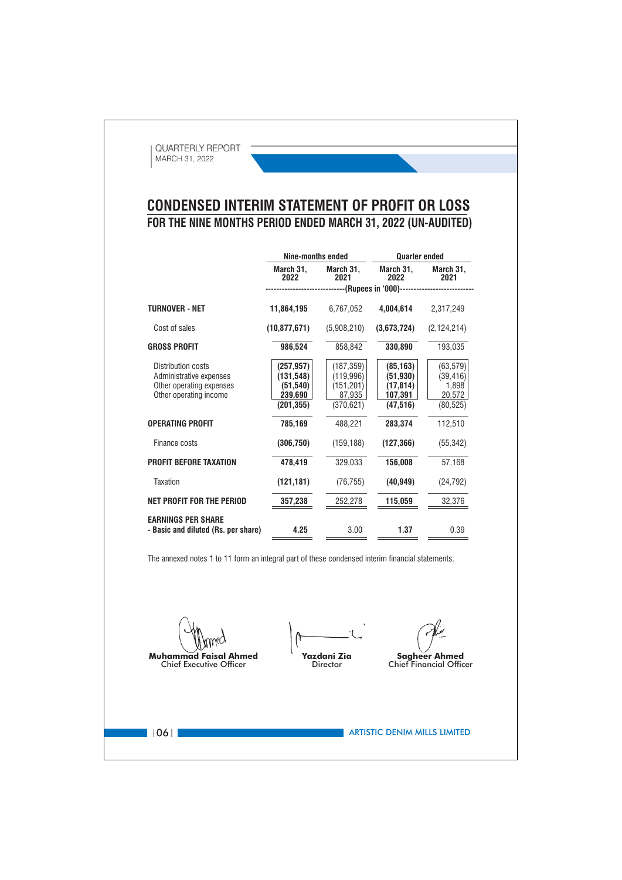# CONDENSED INTERIM STATEMENT OF PROFIT OR LOSS

## FOR THE NINE MONTHS PERIOD ENDED MARCH 31, 2022 (UN-AUDITED)

| | Nine-months ended | | Quarter ended | |
|---|---|---|---|---|
| | **March 31, 2022** | **March 31, 2021** | **March 31, 2022** | **March 31, 2021** |
| | (Rupees in '000) | | | |
| **TURNOVER - NET** | **11,864,195** | 6,767,052 | **4,004,614** | 2,317,249 |
| Cost of sales | **(10,877,671)** | (5,908,210) | **(3,673,724)** | (2,124,214) |
| **GROSS PROFIT** | **986,524** | 858,842 | **330,890** | 193,035 |
| Distribution costs | **(257,957)** | (187,359) | **(85,163)** | (63,579) |
| Administrative expenses | **(131,548)** | (119,996) | **(51,930)** | (39,416) |
| Other operating expenses | **(51,540)** | (151,201) | **(17,814)** | 1,898 |
| Other operating income | **239,690** | 87,935 | **107,391** | 20,572 |
| | **(201,355)** | (370,621) | **(47,516)** | (80,525) |
| **OPERATING PROFIT** | **785,169** | 488,221 | **283,374** | 112,510 |
| Finance costs | **(306,750)** | (159,188) | **(127,366)** | (55,342) |
| **PROFIT BEFORE TAXATION** | **478,419** | 329,033 | **156,008** | 57,168 |
| Taxation | **(121,181)** | (76,755) | **(40,949)** | (24,792) |
| **NET PROFIT FOR THE PERIOD** | **357,238** | 252,278 | **115,059** | 32,376 |
| **EARNINGS PER SHARE - Basic and diluted (Rs. per share)** | **4.25** | 3.00 | **1.37** | 0.39 |

The annexed notes 1 to 11 form an integral part of these condensed interim financial statements.

| **Muhammad Faisal Ahmed** | **Yazdani Zia** | **Sagheer Ahmed** |
|---|---|---|
| Chief Executive Officer | Director | Chief Financial Officer |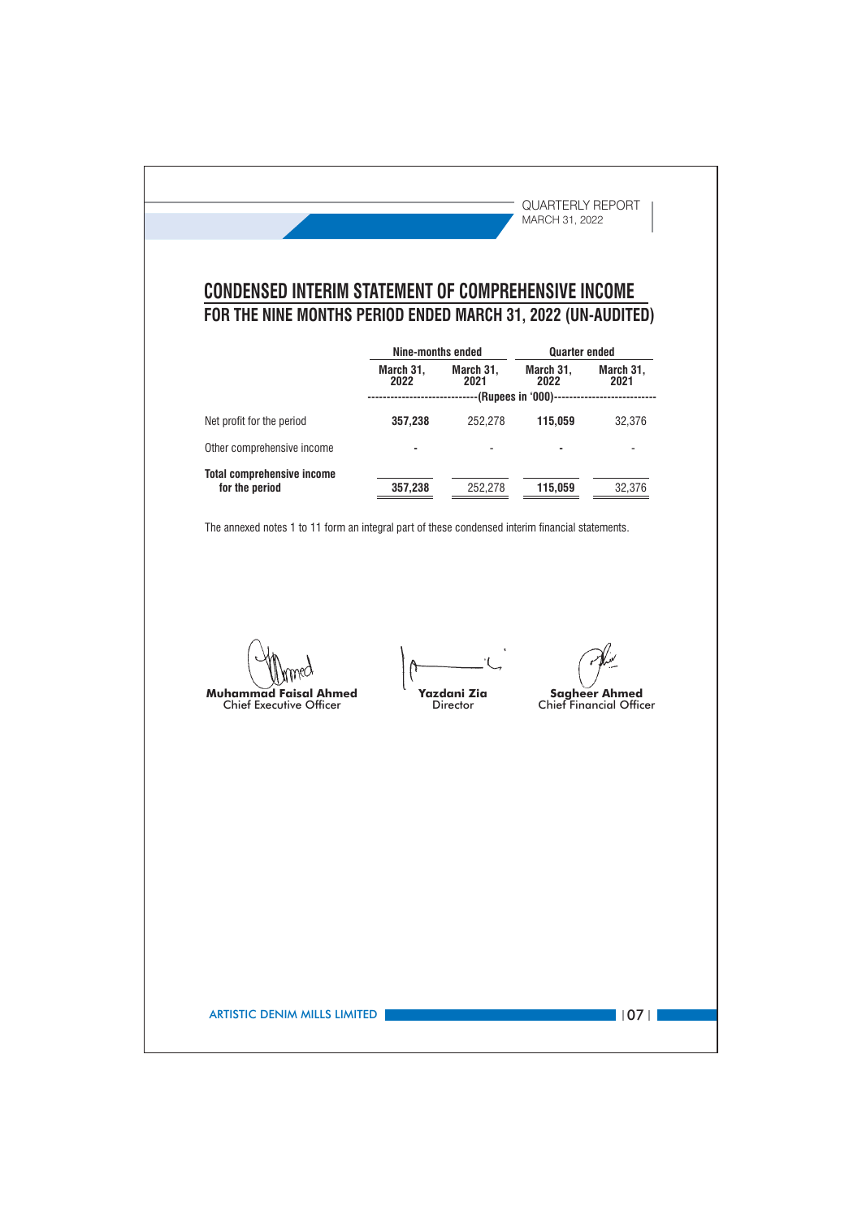# CONDENSED INTERIM STATEMENT OF COMPREHENSIVE INCOME

## FOR THE NINE MONTHS PERIOD ENDED MARCH 31, 2022 (UN-AUDITED)

| | Nine-months ended | | Quarter ended | |
|---|---|---|---|---|
| | **March 31, 2022** | **March 31, 2021** | **March 31, 2022** | **March 31, 2021** |
| | -----(Rupees in '000)----- | | | |
| Net profit for the period | **357,238** | 252,278 | **115,059** | 32,376 |
| Other comprehensive income | **-** | - | **-** | - |
| **Total comprehensive income for the period** | **357,238** | 252,278 | **115,059** | 32,376 |

The annexed notes 1 to 11 form an integral part of these condensed interim financial statements.

**Muhammad Faisal Ahmed**
Chief Executive Officer

**Yazdani Zia**
Director

**Sagheer Ahmed**
Chief Financial Officer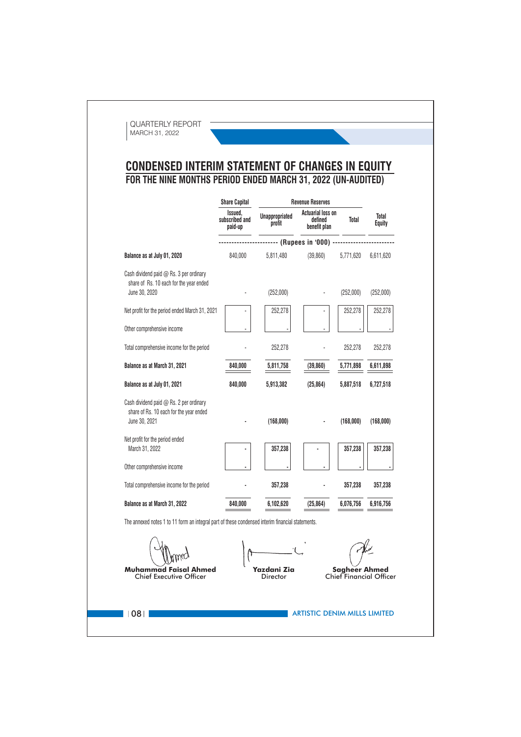# CONDENSED INTERIM STATEMENT OF CHANGES IN EQUITY

## FOR THE NINE MONTHS PERIOD ENDED MARCH 31, 2022 (UN-AUDITED)

| | Share Capital | Revenue Reserves | | | |
|---|---|---|---|---|---|
| | Issued, subscribed and paid-up | Unappropriated profit | Actuarial loss on defined benefit plan | Total | Total Equity |
| | ------- (Rupees in '000) ------- | | | | |
| **Balance as at July 01, 2020** | 840,000 | 5,811,480 | (39,860) | 5,771,620 | 6,611,620 |
| Cash dividend paid @ Rs. 3 per ordinary share of Rs. 10 each for the year ended June 30, 2020 | - | (252,000) | - | (252,000) | (252,000) |
| Net profit for the period ended March 31, 2021 | - | 252,278 | - | 252,278 | 252,278 |
| Other comprehensive income | - | - | - | - | - |
| Total comprehensive income for the period | - | 252,278 | - | 252,278 | 252,278 |
| **Balance as at March 31, 2021** | **840,000** | **5,811,758** | **(39,860)** | **5,771,898** | **6,611,898** |
| **Balance as at July 01, 2021** | **840,000** | **5,913,382** | **(25,864)** | **5,887,518** | **6,727,518** |
| Cash dividend paid @ Rs. 2 per ordinary share of Rs. 10 each for the year ended June 30, 2021 | - | **(168,000)** | - | **(168,000)** | **(168,000)** |
| Net profit for the period ended March 31, 2022 | - | **357,238** | - | **357,238** | **357,238** |
| Other comprehensive income | - | - | - | - | - |
| Total comprehensive income for the period | - | **357,238** | - | **357,238** | **357,238** |
| **Balance as at March 31, 2022** | **840,000** | **6,102,620** | **(25,864)** | **6,076,756** | **6,916,756** |

The annexed notes 1 to 11 form an integral part of these condensed interim financial statements.

**Muhammad Faisal Ahmed**
Chief Executive Officer

**Yazdani Zia**
Director

**Sagheer Ahmed**
Chief Financial Officer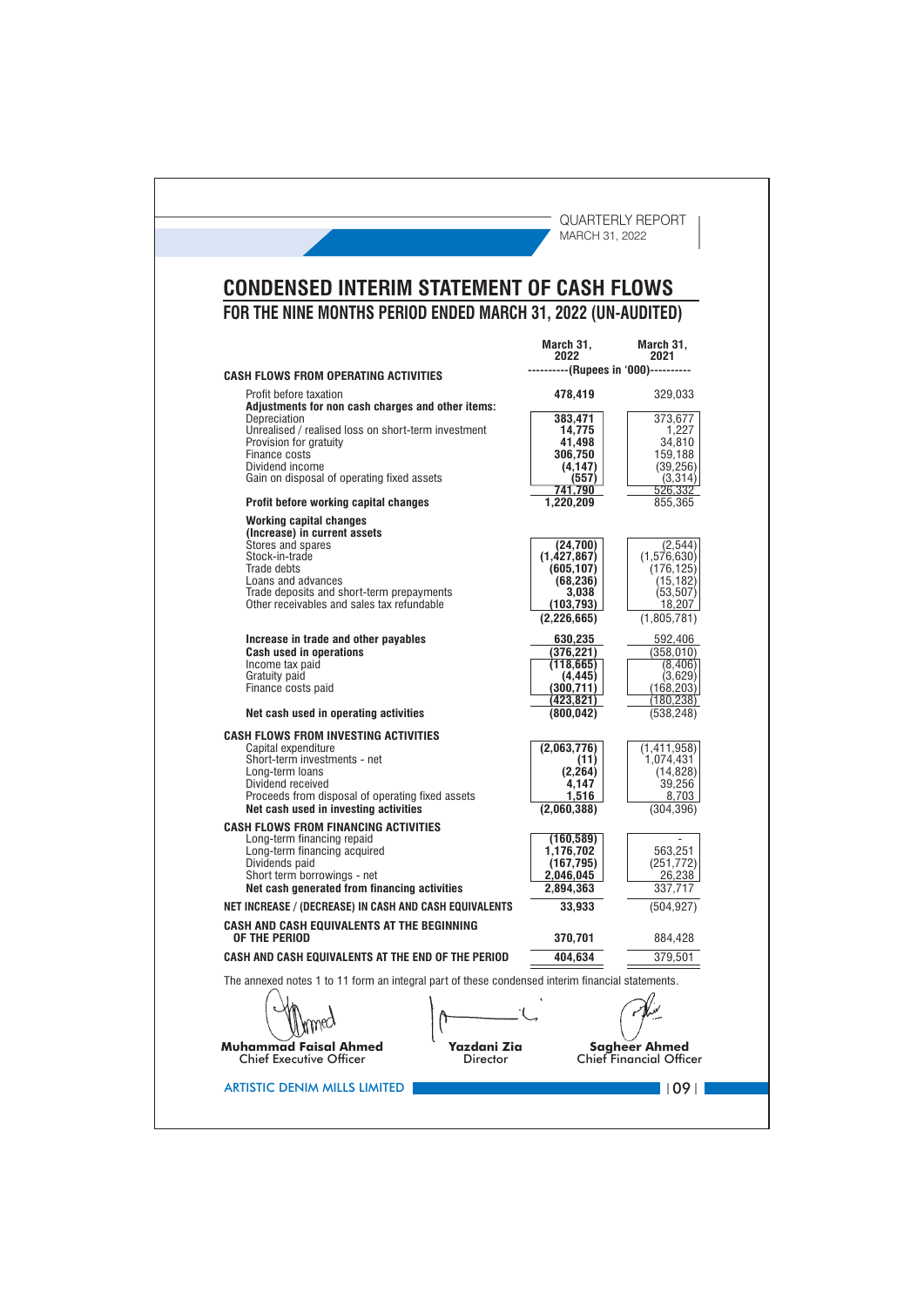# CONDENSED INTERIM STATEMENT OF CASH FLOWS

## FOR THE NINE MONTHS PERIOD ENDED MARCH 31, 2022 (UN-AUDITED)

| | March 31, 2022 | March 31, 2021 |
|---|---|---|
| | ----------(Rupees in '000)---------- | |
| **CASH FLOWS FROM OPERATING ACTIVITIES** | | |
| Profit before taxation | **478,419** | 329,033 |
| **Adjustments for non cash charges and other items:** | | |
| Depreciation | **383,471** | 373,677 |
| Unrealised / realised loss on short-term investment | **14,775** | 1,227 |
| Provision for gratuity | **41,498** | 34,810 |
| Finance costs | **306,750** | 159,188 |
| Dividend income | **(4,147)** | (39,256) |
| Gain on disposal of operating fixed assets | **(557)** | (3,314) |
| | **741,790** | 526,332 |
| **Profit before working capital changes** | **1,220,209** | 855,365 |
| **Working capital changes** | | |
| **(Increase) in current assets** | | |
| Stores and spares | **(24,700)** | (2,544) |
| Stock-in-trade | **(1,427,867)** | (1,576,630) |
| Trade debts | **(605,107)** | (176,125) |
| Loans and advances | **(68,236)** | (15,182) |
| Trade deposits and short-term prepayments | **3,038** | (53,507) |
| Other receivables and sales tax refundable | **(103,793)** | 18,207 |
| | **(2,226,665)** | (1,805,781) |
| **Increase in trade and other payables** | **630,235** | 592,406 |
| **Cash used in operations** | **(376,221)** | (358,010) |
| Income tax paid | **(118,665)** | (8,406) |
| Gratuity paid | **(4,445)** | (3,629) |
| Finance costs paid | **(300,711)** | (168,203) |
| | **(423,821)** | (180,238) |
| **Net cash used in operating activities** | **(800,042)** | (538,248) |
| **CASH FLOWS FROM INVESTING ACTIVITIES** | | |
| Capital expenditure | **(2,063,776)** | (1,411,958) |
| Short-term investments - net | **(11)** | 1,074,431 |
| Long-term loans | **(2,264)** | (14,828) |
| Dividend received | **4,147** | 39,256 |
| Proceeds from disposal of operating fixed assets | **1,516** | 8,703 |
| **Net cash used in investing activities** | **(2,060,388)** | (304,396) |
| **CASH FLOWS FROM FINANCING ACTIVITIES** | | |
| Long-term financing repaid | **(160,589)** | - |
| Long-term financing acquired | **1,176,702** | 563,251 |
| Dividends paid | **(167,795)** | (251,772) |
| Short term borrowings - net | **2,046,045** | 26,238 |
| **Net cash generated from financing activities** | **2,894,363** | 337,717 |
| **NET INCREASE / (DECREASE) IN CASH AND CASH EQUIVALENTS** | **33,933** | (504,927) |
| **CASH AND CASH EQUIVALENTS AT THE BEGINNING OF THE PERIOD** | **370,701** | 884,428 |
| **CASH AND CASH EQUIVALENTS AT THE END OF THE PERIOD** | **404,634** | 379,501 |

The annexed notes 1 to 11 form an integral part of these condensed interim financial statements.

| **Muhammad Faisal Ahmed** | **Yazdani Zia** | **Sagheer Ahmed** |
|---|---|---|
| Chief Executive Officer | Director | Chief Financial Officer |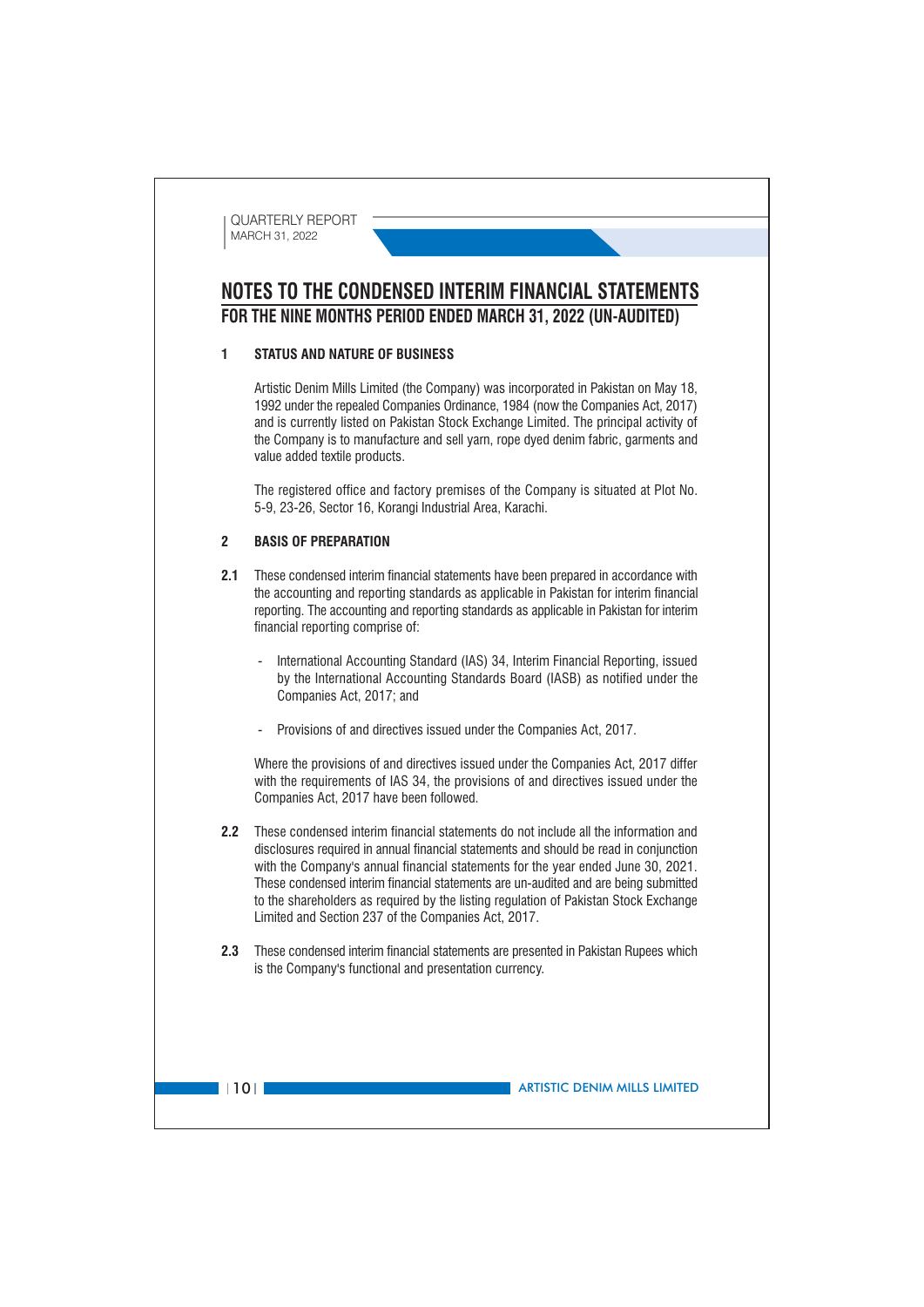# NOTES TO THE CONDENSED INTERIM FINANCIAL STATEMENTS
## FOR THE NINE MONTHS PERIOD ENDED MARCH 31, 2022 (UN-AUDITED)

### 1 STATUS AND NATURE OF BUSINESS

Artistic Denim Mills Limited (the Company) was incorporated in Pakistan on May 18, 1992 under the repealed Companies Ordinance, 1984 (now the Companies Act, 2017) and is currently listed on Pakistan Stock Exchange Limited. The principal activity of the Company is to manufacture and sell yarn, rope dyed denim fabric, garments and value added textile products.

The registered office and factory premises of the Company is situated at Plot No. 5-9, 23-26, Sector 16, Korangi Industrial Area, Karachi.

### 2 BASIS OF PREPARATION

**2.1** These condensed interim financial statements have been prepared in accordance with the accounting and reporting standards as applicable in Pakistan for interim financial reporting. The accounting and reporting standards as applicable in Pakistan for interim financial reporting comprise of:

- International Accounting Standard (IAS) 34, Interim Financial Reporting, issued by the International Accounting Standards Board (IASB) as notified under the Companies Act, 2017; and
- Provisions of and directives issued under the Companies Act, 2017.

Where the provisions of and directives issued under the Companies Act, 2017 differ with the requirements of IAS 34, the provisions of and directives issued under the Companies Act, 2017 have been followed.

**2.2** These condensed interim financial statements do not include all the information and disclosures required in annual financial statements and should be read in conjunction with the Company's annual financial statements for the year ended June 30, 2021. These condensed interim financial statements are un-audited and are being submitted to the shareholders as required by the listing regulation of Pakistan Stock Exchange Limited and Section 237 of the Companies Act, 2017.

**2.3** These condensed interim financial statements are presented in Pakistan Rupees which is the Company's functional and presentation currency.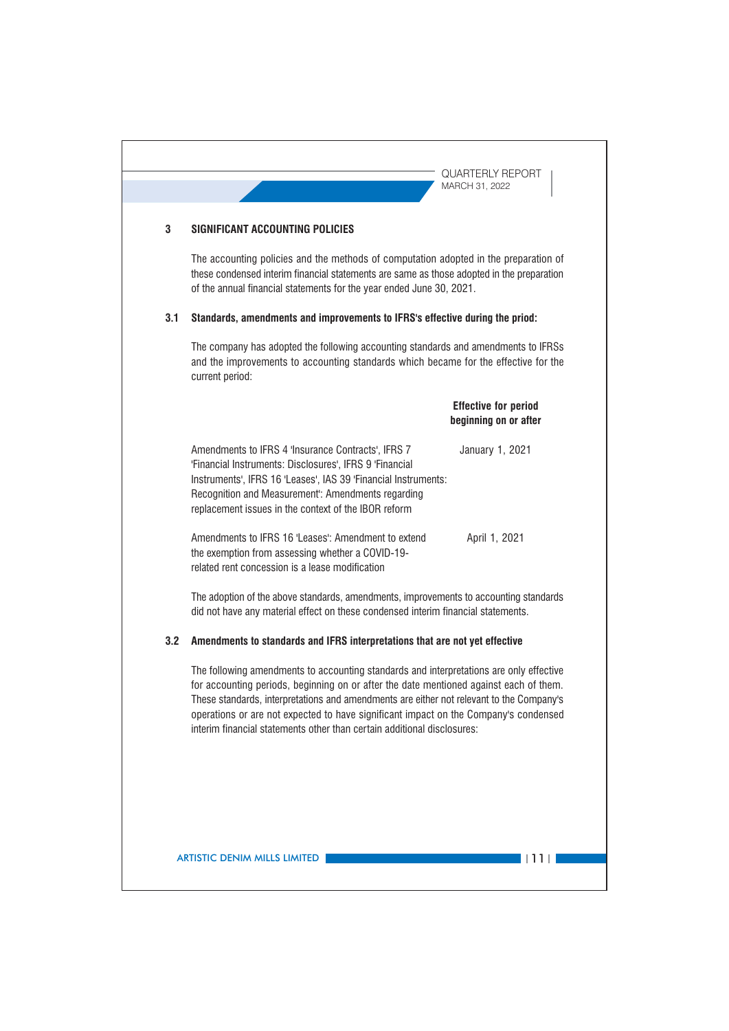## 3 SIGNIFICANT ACCOUNTING POLICIES

The accounting policies and the methods of computation adopted in the preparation of these condensed interim financial statements are same as those adopted in the preparation of the annual financial statements for the year ended June 30, 2021.

### 3.1 Standards, amendments and improvements to IFRS's effective during the priod:

The company has adopted the following accounting standards and amendments to IFRSs and the improvements to accounting standards which became for the effective for the current period:

| | Effective for period beginning on or after |
|---|---|
| Amendments to IFRS 4 'Insurance Contracts', IFRS 7 'Financial Instruments: Disclosures', IFRS 9 'Financial Instruments', IFRS 16 'Leases', IAS 39 'Financial Instruments: Recognition and Measurement': Amendments regarding replacement issues in the context of the IBOR reform | January 1, 2021 |
| Amendments to IFRS 16 'Leases': Amendment to extend the exemption from assessing whether a COVID-19-related rent concession is a lease modification | April 1, 2021 |

The adoption of the above standards, amendments, improvements to accounting standards did not have any material effect on these condensed interim financial statements.

### 3.2 Amendments to standards and IFRS interpretations that are not yet effective

The following amendments to accounting standards and interpretations are only effective for accounting periods, beginning on or after the date mentioned against each of them. These standards, interpretations and amendments are either not relevant to the Company's operations or are not expected to have significant impact on the Company's condensed interim financial statements other than certain additional disclosures: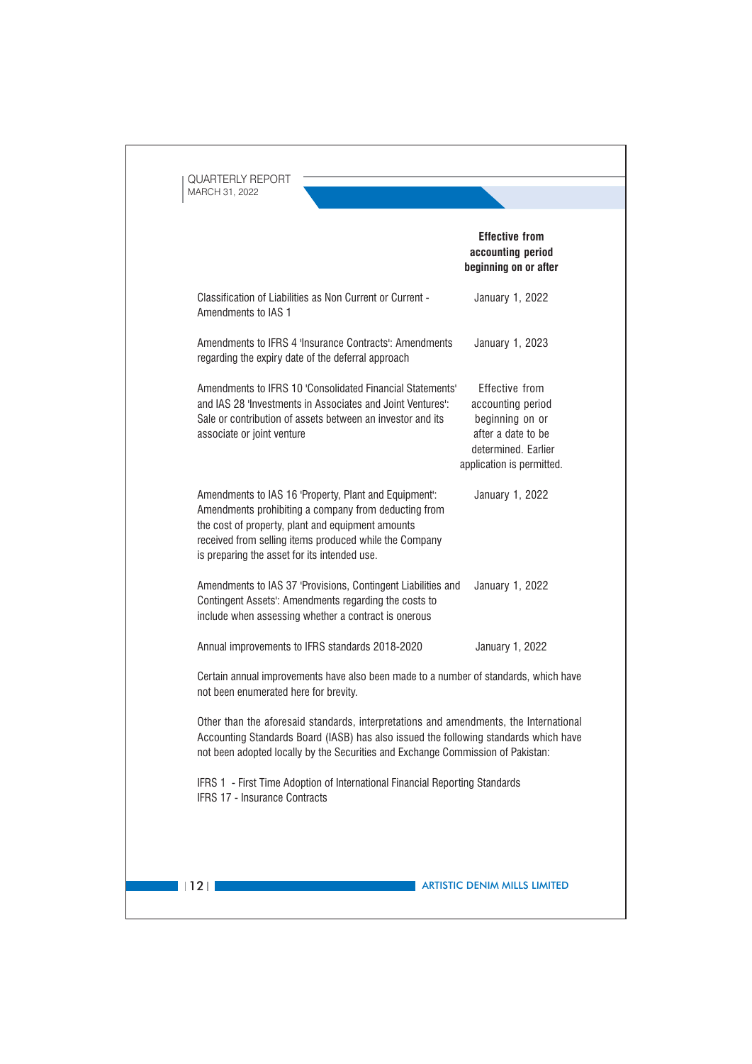| | Effective from accounting period beginning on or after |
|---|---|
| Classification of Liabilities as Non Current or Current - Amendments to IAS 1 | January 1, 2022 |
| Amendments to IFRS 4 'Insurance Contracts': Amendments regarding the expiry date of the deferral approach | January 1, 2023 |
| Amendments to IFRS 10 'Consolidated Financial Statements' and IAS 28 'Investments in Associates and Joint Ventures': Sale or contribution of assets between an investor and its associate or joint venture | Effective from accounting period beginning on or after a date to be determined. Earlier application is permitted. |
| Amendments to IAS 16 'Property, Plant and Equipment': Amendments prohibiting a company from deducting from the cost of property, plant and equipment amounts received from selling items produced while the Company is preparing the asset for its intended use. | January 1, 2022 |
| Amendments to IAS 37 'Provisions, Contingent Liabilities and Contingent Assets': Amendments regarding the costs to include when assessing whether a contract is onerous | January 1, 2022 |
| Annual improvements to IFRS standards 2018-2020 | January 1, 2022 |

Certain annual improvements have also been made to a number of standards, which have not been enumerated here for brevity.

Other than the aforesaid standards, interpretations and amendments, the International Accounting Standards Board (IASB) has also issued the following standards which have not been adopted locally by the Securities and Exchange Commission of Pakistan:

IFRS 1 - First Time Adoption of International Financial Reporting Standards
IFRS 17 - Insurance Contracts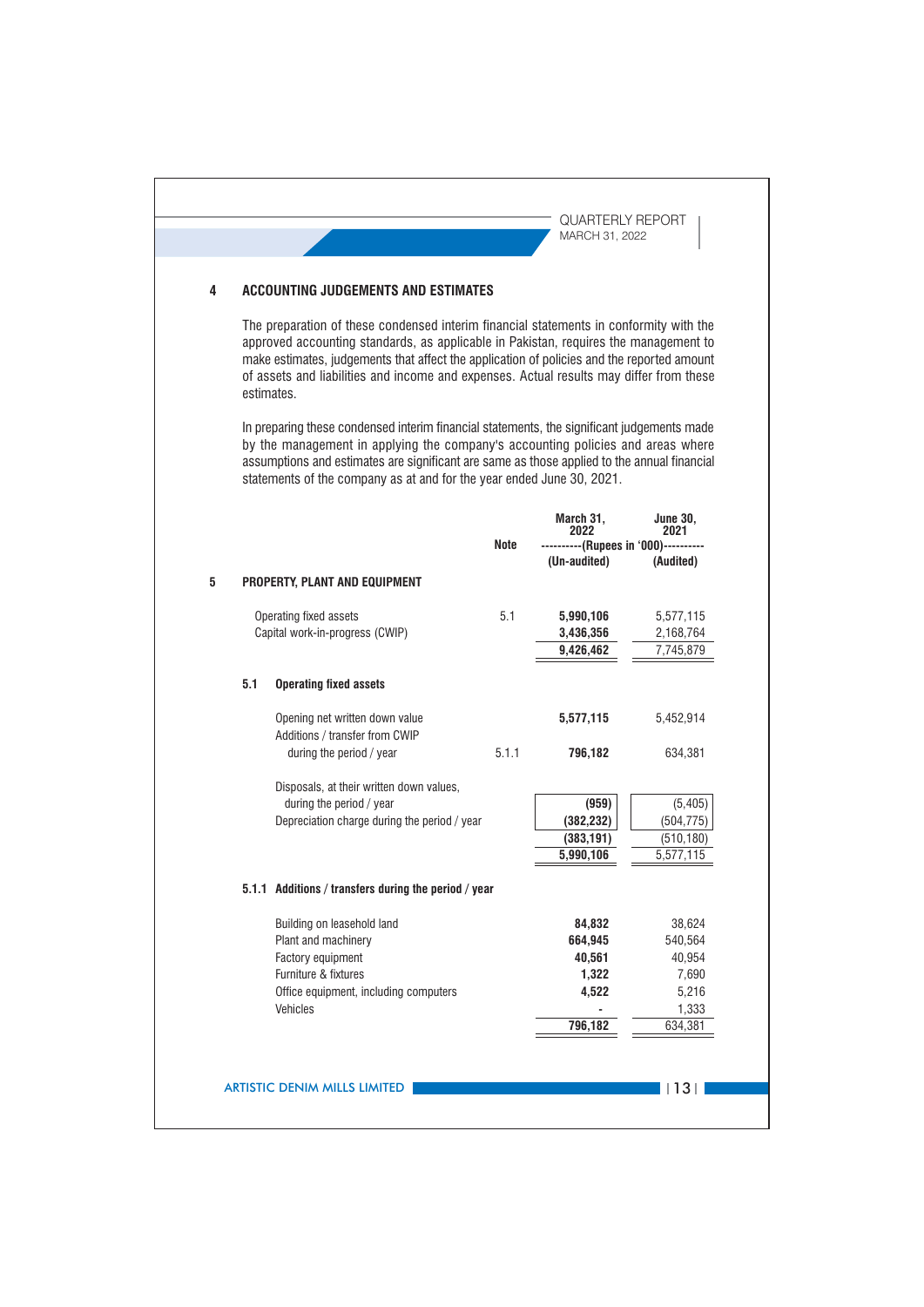## 4 ACCOUNTING JUDGEMENTS AND ESTIMATES

The preparation of these condensed interim financial statements in conformity with the approved accounting standards, as applicable in Pakistan, requires the management to make estimates, judgements that affect the application of policies and the reported amount of assets and liabilities and income and expenses. Actual results may differ from these estimates.

In preparing these condensed interim financial statements, the significant judgements made by the management in applying the company's accounting policies and areas where assumptions and estimates are significant are same as those applied to the annual financial statements of the company as at and for the year ended June 30, 2021.

| | Note | March 31, 2022 | June 30, 2021 |
|---|---|---|---|
| | | ----------(Rupees in '000)---------- | |
| | | (Un-audited) | (Audited) |
| **5 PROPERTY, PLANT AND EQUIPMENT** | | | |
| Operating fixed assets | 5.1 | **5,990,106** | 5,577,115 |
| Capital work-in-progress (CWIP) | | **3,436,356** | 2,168,764 |
| | | **9,426,462** | 7,745,879 |
| **5.1 Operating fixed assets** | | | |
| Opening net written down value | | **5,577,115** | 5,452,914 |
| Additions / transfer from CWIP during the period / year | 5.1.1 | **796,182** | 634,381 |
| Disposals, at their written down values, during the period / year | | **(959)** | (5,405) |
| Depreciation charge during the period / year | | **(382,232)** | (504,775) |
| | | **(383,191)** | (510,180) |
| | | **5,990,106** | 5,577,115 |
| **5.1.1 Additions / transfers during the period / year** | | | |
| Building on leasehold land | | **84,832** | 38,624 |
| Plant and machinery | | **664,945** | 540,564 |
| Factory equipment | | **40,561** | 40,954 |
| Furniture & fixtures | | **1,322** | 7,690 |
| Office equipment, including computers | | **4,522** | 5,216 |
| Vehicles | | **-** | 1,333 |
| | | **796,182** | 634,381 |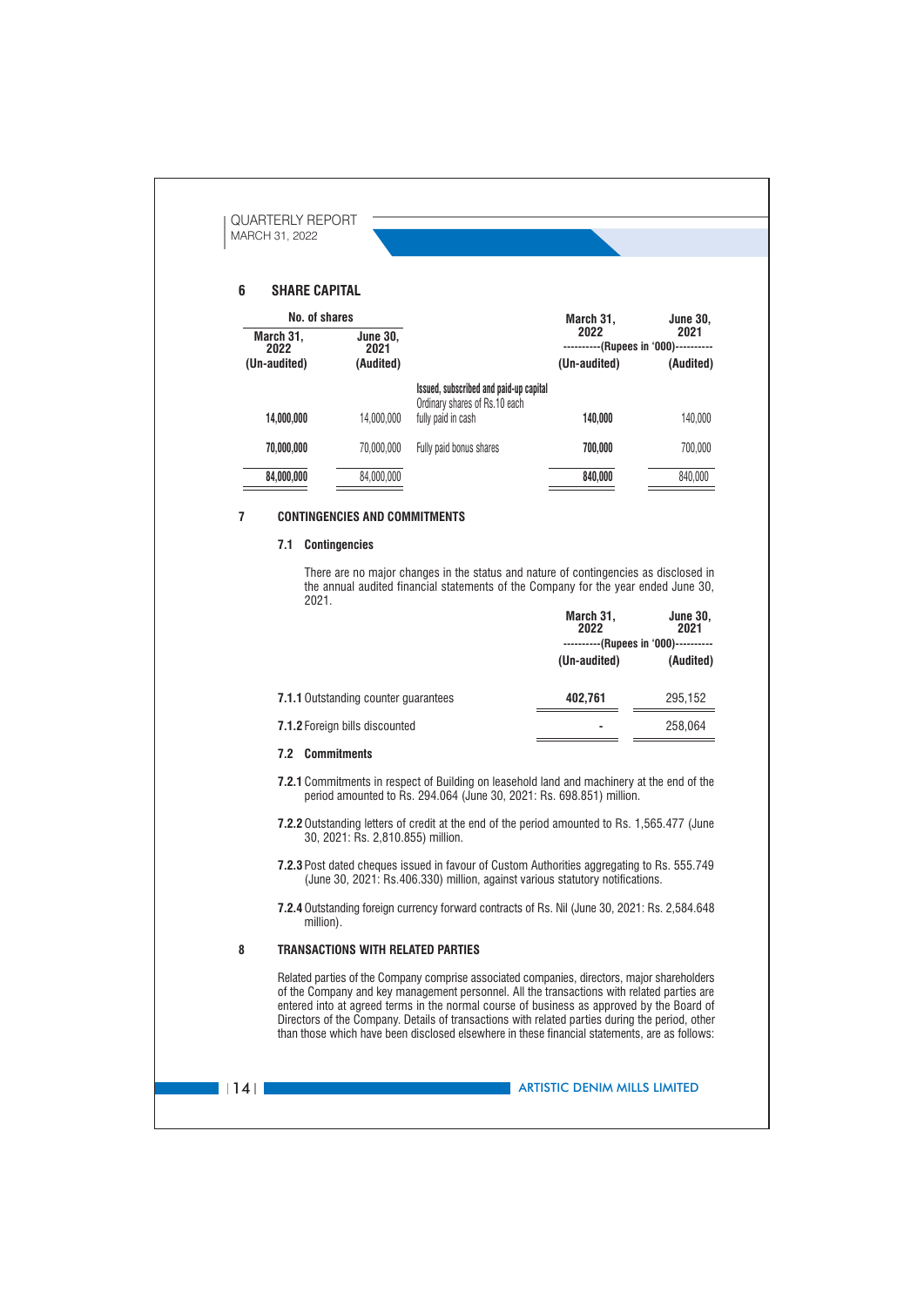## 6 SHARE CAPITAL

| No. of shares | | | March 31, 2022 | June 30, 2021 |
|---|---|---|---|---|
| March 31, 2022 | June 30, 2021 | | ----------(Rupees in '000)---------- | |
| (Un-audited) | (Audited) | | (Un-audited) | (Audited) |
| | | **Issued, subscribed and paid-up capital** | | |
| | | Ordinary shares of Rs.10 each | | |
| **14,000,000** | 14,000,000 | fully paid in cash | **140,000** | 140,000 |
| **70,000,000** | 70,000,000 | Fully paid bonus shares | **700,000** | 700,000 |
| **84,000,000** | 84,000,000 | | **840,000** | 840,000 |

## 7 CONTINGENCIES AND COMMITMENTS

### 7.1 Contingencies

There are no major changes in the status and nature of contingencies as disclosed in the annual audited financial statements of the Company for the year ended June 30, 2021.

| | March 31, 2022 | June 30, 2021 |
|---|---|---|
| | ----------(Rupees in '000)---------- | |
| | (Un-audited) | (Audited) |
| **7.1.1** Outstanding counter guarantees | **402,761** | 295,152 |
| **7.1.2** Foreign bills discounted | - | 258,064 |

### 7.2 Commitments

**7.2.1** Commitments in respect of Building on leasehold land and machinery at the end of the period amounted to Rs. 294.064 (June 30, 2021: Rs. 698.851) million.

**7.2.2** Outstanding letters of credit at the end of the period amounted to Rs. 1,565.477 (June 30, 2021: Rs. 2,810.855) million.

**7.2.3** Post dated cheques issued in favour of Custom Authorities aggregating to Rs. 555.749 (June 30, 2021: Rs.406.330) million, against various statutory notifications.

**7.2.4** Outstanding foreign currency forward contracts of Rs. Nil (June 30, 2021: Rs. 2,584.648 million).

## 8 TRANSACTIONS WITH RELATED PARTIES

Related parties of the Company comprise associated companies, directors, major shareholders of the Company and key management personnel. All the transactions with related parties are entered into at agreed terms in the normal course of business as approved by the Board of Directors of the Company. Details of transactions with related parties during the period, other than those which have been disclosed elsewhere in these financial statements, are as follows: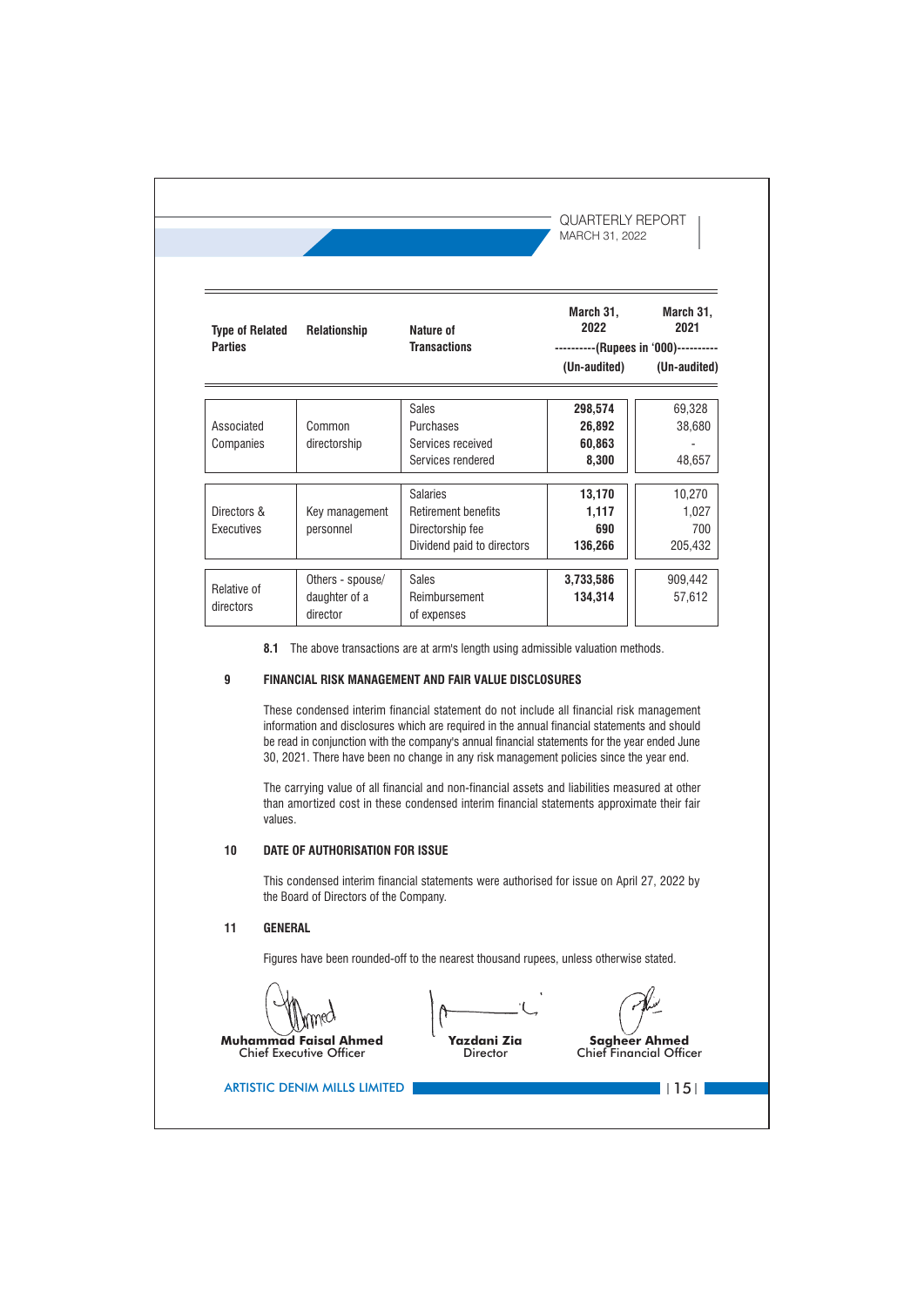| Type of Related Parties | Relationship | Nature of Transactions | March 31, 2022 | March 31, 2021 |
|---|---|---|---|---|
| | | | ----------(Rupees in '000)---------- | |
| | | | (Un-audited) | (Un-audited) |
| Associated Companies | Common directorship | Sales | **298,574** | 69,328 |
| | | Purchases | **26,892** | 38,680 |
| | | Services received | **60,863** | - |
| | | Services rendered | **8,300** | 48,657 |
| Directors & Executives | Key management personnel | Salaries | **13,170** | 10,270 |
| | | Retirement benefits | **1,117** | 1,027 |
| | | Directorship fee | **690** | 700 |
| | | Dividend paid to directors | **136,266** | 205,432 |
| Relative of directors | Others - spouse/ daughter of a director | Sales | **3,733,586** | 909,442 |
| | | Reimbursement of expenses | **134,314** | 57,612 |

**8.1** The above transactions are at arm's length using admissible valuation methods.

## 9 FINANCIAL RISK MANAGEMENT AND FAIR VALUE DISCLOSURES

These condensed interim financial statement do not include all financial risk management information and disclosures which are required in the annual financial statements and should be read in conjunction with the company's annual financial statements for the year ended June 30, 2021. There have been no change in any risk management policies since the year end.

The carrying value of all financial and non-financial assets and liabilities measured at other than amortized cost in these condensed interim financial statements approximate their fair values.

## 10 DATE OF AUTHORISATION FOR ISSUE

This condensed interim financial statements were authorised for issue on April 27, 2022 by the Board of Directors of the Company.

## 11 GENERAL

Figures have been rounded-off to the nearest thousand rupees, unless otherwise stated.

| **Muhammad Faisal Ahmed** | **Yazdani Zia** | **Sagheer Ahmed** |
|---|---|---|
| Chief Executive Officer | Director | Chief Financial Officer |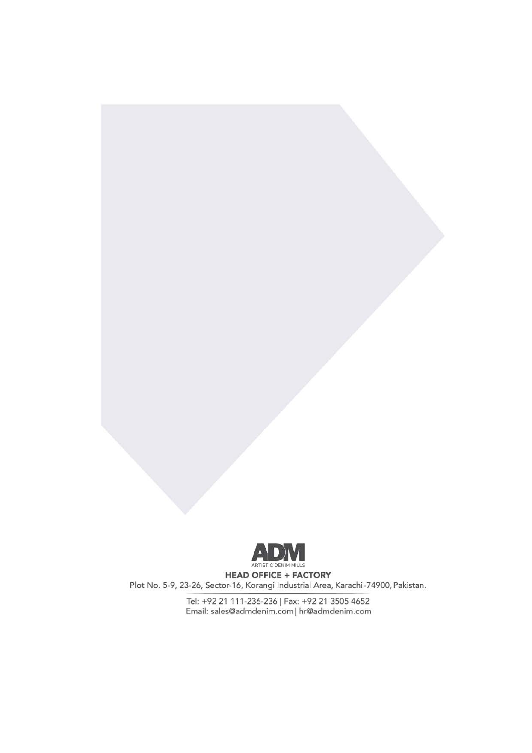ADM

ARTISTIC DENIM MILLS

**HEAD OFFICE + FACTORY**

Plot No. 5-9, 23-26, Sector-16, Korangi Industrial Area, Karachi-74900, Pakistan.

Tel: +92 21 111-236-236 | Fax: +92 21 3505 4652

Email: sales@admdenim.com | hr@admdenim.com